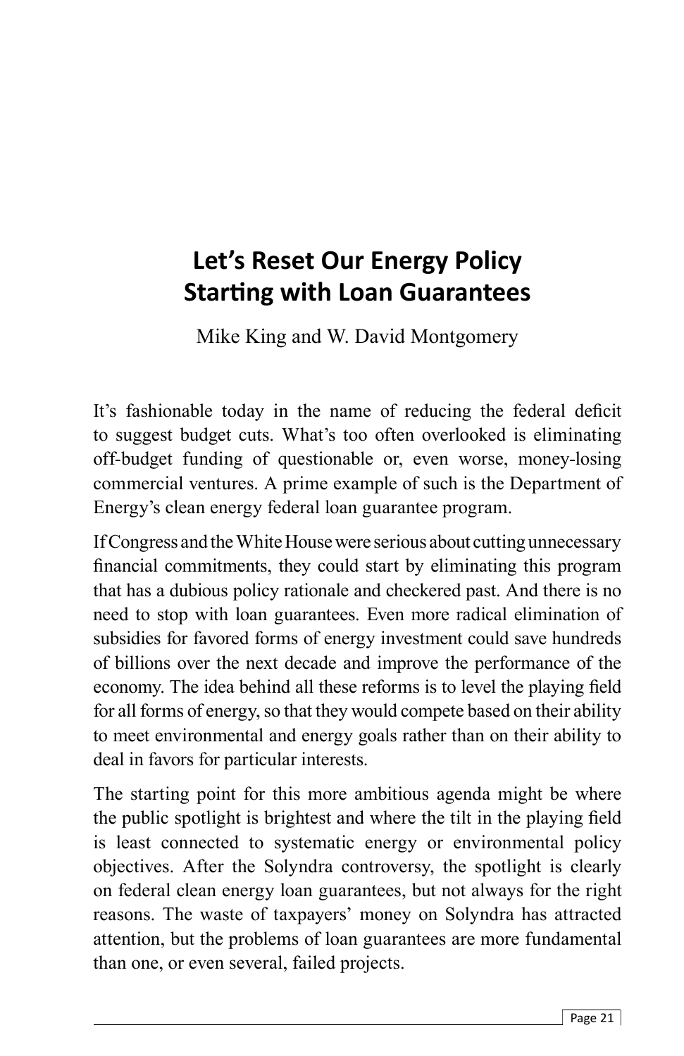# Let's Reset Our Energy Policy Starting with Loan Guarantees

Mike King and W. David Montgomery

It's fashionable today in the name of reducing the federal deficit to suggest budget cuts. What's too often overlooked is eliminating off-budget funding of questionable or, even worse, money-losing commercial ventures. A prime example of such is the Department of Energy's clean energy federal loan guarantee program.

If Congress and the White House were serious about cutting unnecessary financial commitments, they could start by eliminating this program that has a dubious policy rationale and checkered past. And there is no need to stop with loan guarantees. Even more radical elimination of subsidies for favored forms of energy investment could save hundreds of billions over the next decade and improve the performance of the economy. The idea behind all these reforms is to level the playing field for all forms of energy, so that they would compete based on their ability to meet environmental and energy goals rather than on their ability to deal in favors for particular interests.

The starting point for this more ambitious agenda might be where the public spotlight is brightest and where the tilt in the playing field is least connected to systematic energy or environmental policy objectives. After the Solyndra controversy, the spotlight is clearly on federal clean energy loan guarantees, but not always for the right reasons. The waste of taxpayers' money on Solyndra has attracted attention, but the problems of loan guarantees are more fundamental than one, or even several, failed projects.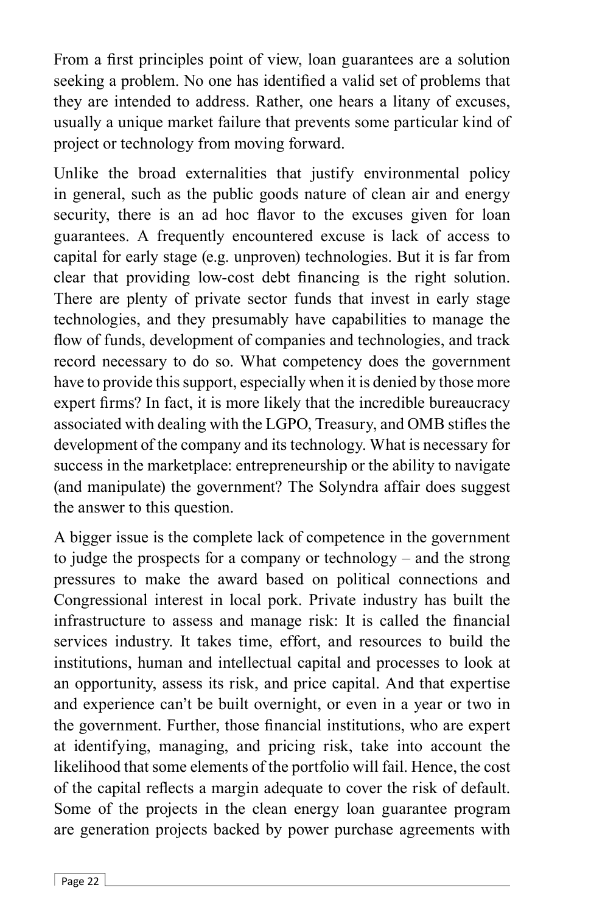From a first principles point of view, loan guarantees are a solution seeking a problem. No one has identified a valid set of problems that they are intended to address. Rather, one hears a litany of excuses, usually a unique market failure that prevents some particular kind of project or technology from moving forward.

Unlike the broad externalities that justify environmental policy in general, such as the public goods nature of clean air and energy security, there is an ad hoc flavor to the excuses given for loan guarantees. A frequently encountered excuse is lack of access to capital for early stage (e.g. unproven) technologies. But it is far from clear that providing low-cost debt financing is the right solution. There are plenty of private sector funds that invest in early stage technologies, and they presumably have capabilities to manage the flow of funds, development of companies and technologies, and track record necessary to do so. What competency does the government have to provide this support, especially when it is denied by those more expert firms? In fact, it is more likely that the incredible bureaucracy associated with dealing with the LGPO, Treasury, and OMB stifles the development of the company and its technology. What is necessary for success in the marketplace: entrepreneurship or the ability to navigate (and manipulate) the government? The Solyndra affair does suggest the answer to this question.

A bigger issue is the complete lack of competence in the government to judge the prospects for a company or technology – and the strong pressures to make the award based on political connections and Congressional interest in local pork. Private industry has built the infrastructure to assess and manage risk: It is called the financial services industry. It takes time, effort, and resources to build the institutions, human and intellectual capital and processes to look at an opportunity, assess its risk, and price capital. And that expertise and experience can't be built overnight, or even in a year or two in the government. Further, those financial institutions, who are expert at identifying, managing, and pricing risk, take into account the likelihood that some elements of the portfolio will fail. Hence, the cost of the capital reflects a margin adequate to cover the risk of default. Some of the projects in the clean energy loan guarantee program are generation projects backed by power purchase agreements with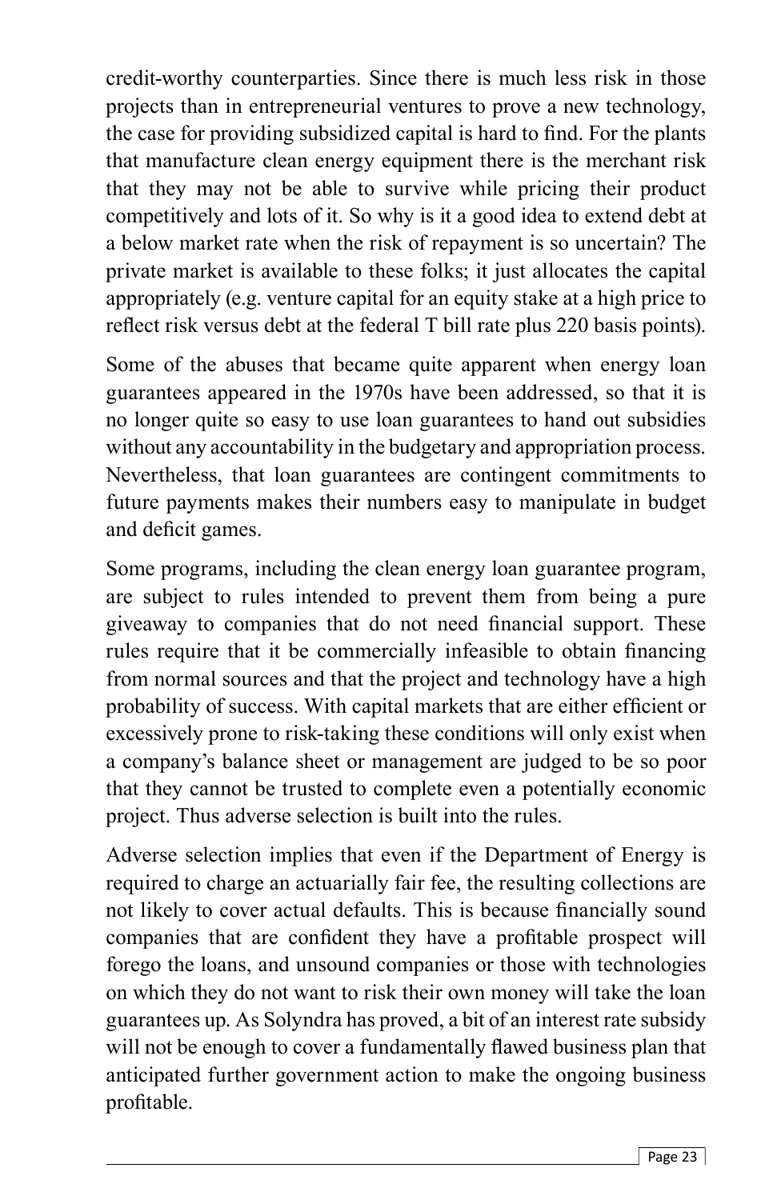credit-worthy counterparties. Since there is much less risk in those projects than in entrepreneurial ventures to prove a new technology, the case for providing subsidized capital is hard to find. For the plants that manufacture clean energy equipment there is the merchant risk that they may not be able to survive while pricing their product competitively and lots of it. So why is it a good idea to extend debt at a below market rate when the risk of repayment is so uncertain? The private market is available to these folks; it just allocates the capital appropriately (e.g. venture capital for an equity stake at a high price to reflect risk versus debt at the federal T bill rate plus 220 basis points).

Some of the abuses that became quite apparent when energy loan guarantees appeared in the 1970s have been addressed, so that it is no longer quite so easy to use loan guarantees to hand out subsidies without any accountability in the budgetary and appropriation process. Nevertheless, that loan guarantees are contingent commitments to future payments makes their numbers easy to manipulate in budget and deficit games.

Some programs, including the clean energy loan guarantee program, are subject to rules intended to prevent them from being a pure giveaway to companies that do not need financial support. These rules require that it be commercially infeasible to obtain financing from normal sources and that the project and technology have a high probability of success. With capital markets that are either efficient or excessively prone to risk-taking these conditions will only exist when a company's balance sheet or management are judged to be so poor that they cannot be trusted to complete even a potentially economic project. Thus adverse selection is built into the rules.

Adverse selection implies that even if the Department of Energy is required to charge an actuarially fair fee, the resulting collections are not likely to cover actual defaults. This is because financially sound companies that are confident they have a profitable prospect will forego the loans, and unsound companies or those with technologies on which they do not want to risk their own money will take the loan guarantees up. As Solyndra has proved, a bit of an interest rate subsidy will not be enough to cover a fundamentally flawed business plan that anticipated further government action to make the ongoing business profitable.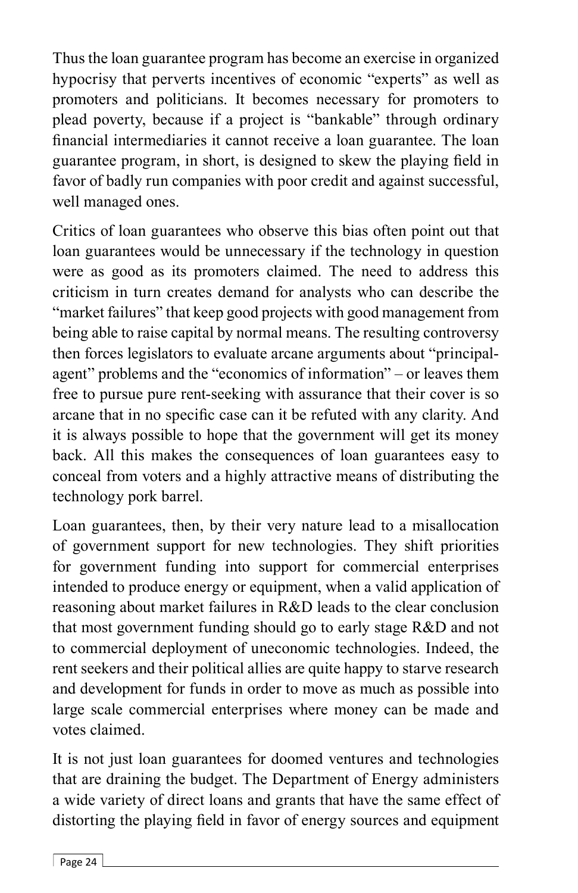Thus the loan guarantee program has become an exercise in organized hypocrisy that perverts incentives of economic "experts" as well as promoters and politicians. It becomes necessary for promoters to plead poverty, because if a project is "bankable" through ordinary financial intermediaries it cannot receive a loan guarantee. The loan guarantee program, in short, is designed to skew the playing field in favor of badly run companies with poor credit and against successful, well managed ones.

Critics of loan guarantees who observe this bias often point out that loan guarantees would be unnecessary if the technology in question were as good as its promoters claimed. The need to address this criticism in turn creates demand for analysts who can describe the "market failures" that keep good projects with good management from being able to raise capital by normal means. The resulting controversy then forces legislators to evaluate arcane arguments about "principal-agent" problems and the "economics of information" – or leaves them free to pursue pure rent-seeking with assurance that their cover is so arcane that in no specific case can it be refuted with any clarity. And it is always possible to hope that the government will get its money back. All this makes the consequences of loan guarantees easy to conceal from voters and a highly attractive means of distributing the technology pork barrel.

Loan guarantees, then, by their very nature lead to a misallocation of government support for new technologies. They shift priorities for government funding into support for commercial enterprises intended to produce energy or equipment, when a valid application of reasoning about market failures in R&D leads to the clear conclusion that most government funding should go to early stage R&D and not to commercial deployment of uneconomic technologies. Indeed, the rent seekers and their political allies are quite happy to starve research and development for funds in order to move as much as possible into large scale commercial enterprises where money can be made and votes claimed.

It is not just loan guarantees for doomed ventures and technologies that are draining the budget. The Department of Energy administers a wide variety of direct loans and grants that have the same effect of distorting the playing field in favor of energy sources and equipment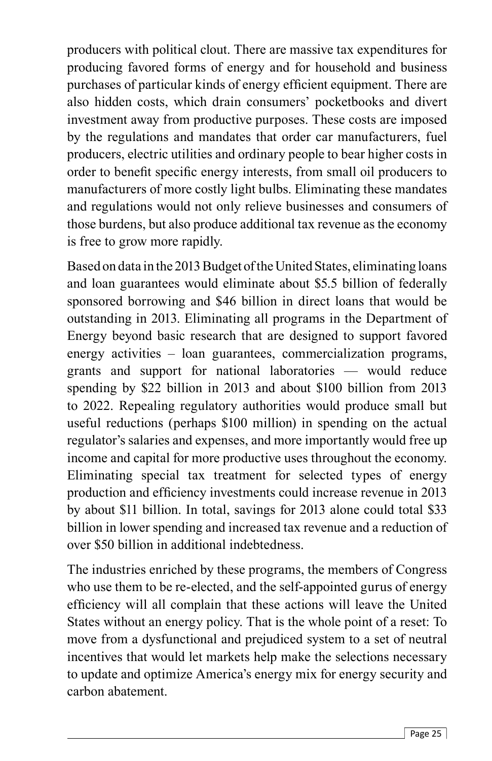producers with political clout. There are massive tax expenditures for producing favored forms of energy and for household and business purchases of particular kinds of energy efficient equipment. There are also hidden costs, which drain consumers' pocketbooks and divert investment away from productive purposes. These costs are imposed by the regulations and mandates that order car manufacturers, fuel producers, electric utilities and ordinary people to bear higher costs in order to benefit specific energy interests, from small oil producers to manufacturers of more costly light bulbs. Eliminating these mandates and regulations would not only relieve businesses and consumers of those burdens, but also produce additional tax revenue as the economy is free to grow more rapidly.

Based on data in the 2013 Budget of the United States, eliminating loans and loan guarantees would eliminate about $5.5 billion of federally sponsored borrowing and $46 billion in direct loans that would be outstanding in 2013. Eliminating all programs in the Department of Energy beyond basic research that are designed to support favored energy activities – loan guarantees, commercialization programs, grants and support for national laboratories — would reduce spending by $22 billion in 2013 and about $100 billion from 2013 to 2022. Repealing regulatory authorities would produce small but useful reductions (perhaps $100 million) in spending on the actual regulator's salaries and expenses, and more importantly would free up income and capital for more productive uses throughout the economy. Eliminating special tax treatment for selected types of energy production and efficiency investments could increase revenue in 2013 by about $11 billion. In total, savings for 2013 alone could total $33 billion in lower spending and increased tax revenue and a reduction of over $50 billion in additional indebtedness.

The industries enriched by these programs, the members of Congress who use them to be re-elected, and the self-appointed gurus of energy efficiency will all complain that these actions will leave the United States without an energy policy. That is the whole point of a reset: To move from a dysfunctional and prejudiced system to a set of neutral incentives that would let markets help make the selections necessary to update and optimize America's energy mix for energy security and carbon abatement.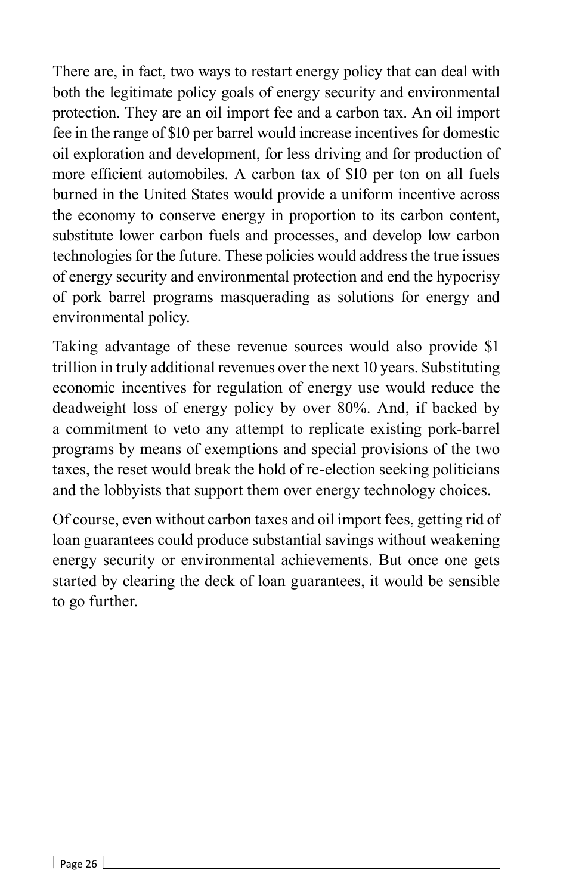There are, in fact, two ways to restart energy policy that can deal with both the legitimate policy goals of energy security and environmental protection. They are an oil import fee and a carbon tax. An oil import fee in the range of $10 per barrel would increase incentives for domestic oil exploration and development, for less driving and for production of more efficient automobiles. A carbon tax of $10 per ton on all fuels burned in the United States would provide a uniform incentive across the economy to conserve energy in proportion to its carbon content, substitute lower carbon fuels and processes, and develop low carbon technologies for the future. These policies would address the true issues of energy security and environmental protection and end the hypocrisy of pork barrel programs masquerading as solutions for energy and environmental policy.

Taking advantage of these revenue sources would also provide $1 trillion in truly additional revenues over the next 10 years. Substituting economic incentives for regulation of energy use would reduce the deadweight loss of energy policy by over 80%. And, if backed by a commitment to veto any attempt to replicate existing pork-barrel programs by means of exemptions and special provisions of the two taxes, the reset would break the hold of re-election seeking politicians and the lobbyists that support them over energy technology choices.

Of course, even without carbon taxes and oil import fees, getting rid of loan guarantees could produce substantial savings without weakening energy security or environmental achievements. But once one gets started by clearing the deck of loan guarantees, it would be sensible to go further.